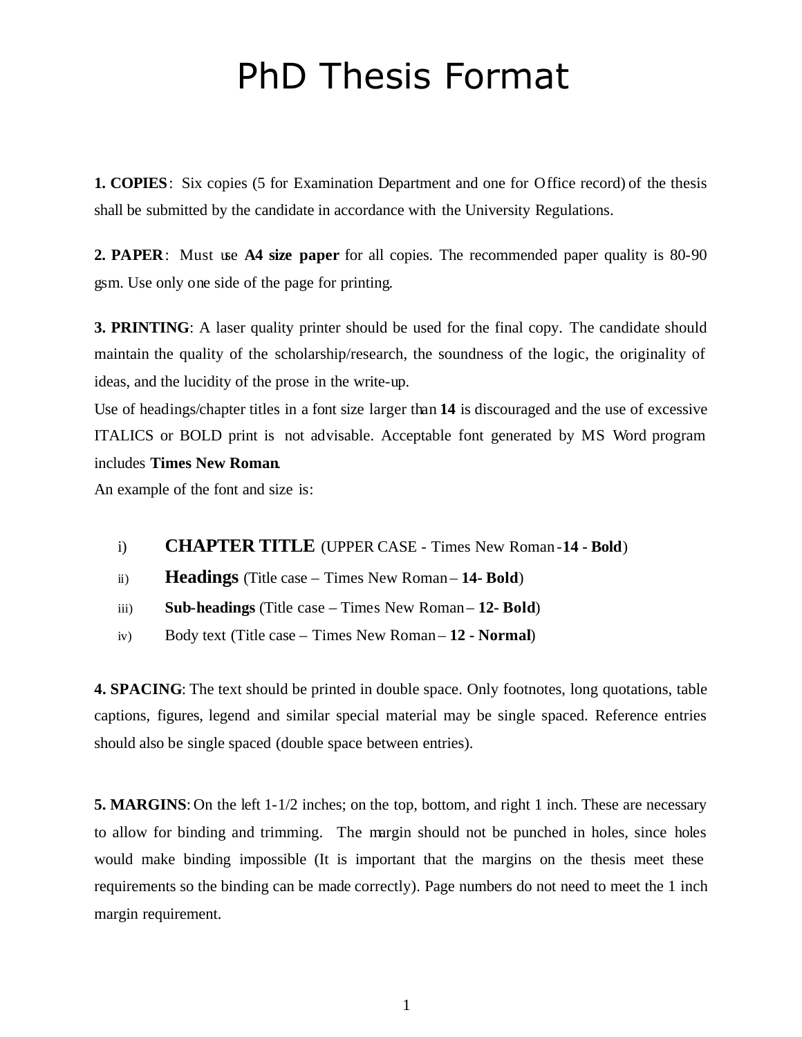# PhD Thesis Format

**1. COPIES**: Six copies (5 for Examination Department and one for Office record) of the thesis shall be submitted by the candidate in accordance with the University Regulations.

**2. PAPER**: Must use **A4 size paper** for all copies. The recommended paper quality is 80-90 gsm. Use only one side of the page for printing.

**3. PRINTING**: A laser quality printer should be used for the final copy. The candidate should maintain the quality of the scholarship/research, the soundness of the logic, the originality of ideas, and the lucidity of the prose in the write-up.

Use of headings/chapter titles in a font size larger than **14** is discouraged and the use of excessive ITALICS or BOLD print is not advisable. Acceptable font generated by MS Word program includes **Times New Roman**.

An example of the font and size is:

i) **CHAPTER TITLE** (UPPER CASE - Times New Roman - **14 - Bold**)

ii) **Headings** (Title case – Times New Roman – **14- Bold**)

iii) **Sub-headings** (Title case – Times New Roman – **12- Bold**)

iv) Body text (Title case – Times New Roman – **12 - Normal**)

**4. SPACING**: The text should be printed in double space. Only footnotes, long quotations, table captions, figures, legend and similar special material may be single spaced. Reference entries should also be single spaced (double space between entries).

**5. MARGINS**: On the left 1-1/2 inches; on the top, bottom, and right 1 inch. These are necessary to allow for binding and trimming. The margin should not be punched in holes, since holes would make binding impossible (It is important that the margins on the thesis meet these requirements so the binding can be made correctly). Page numbers do not need to meet the 1 inch margin requirement.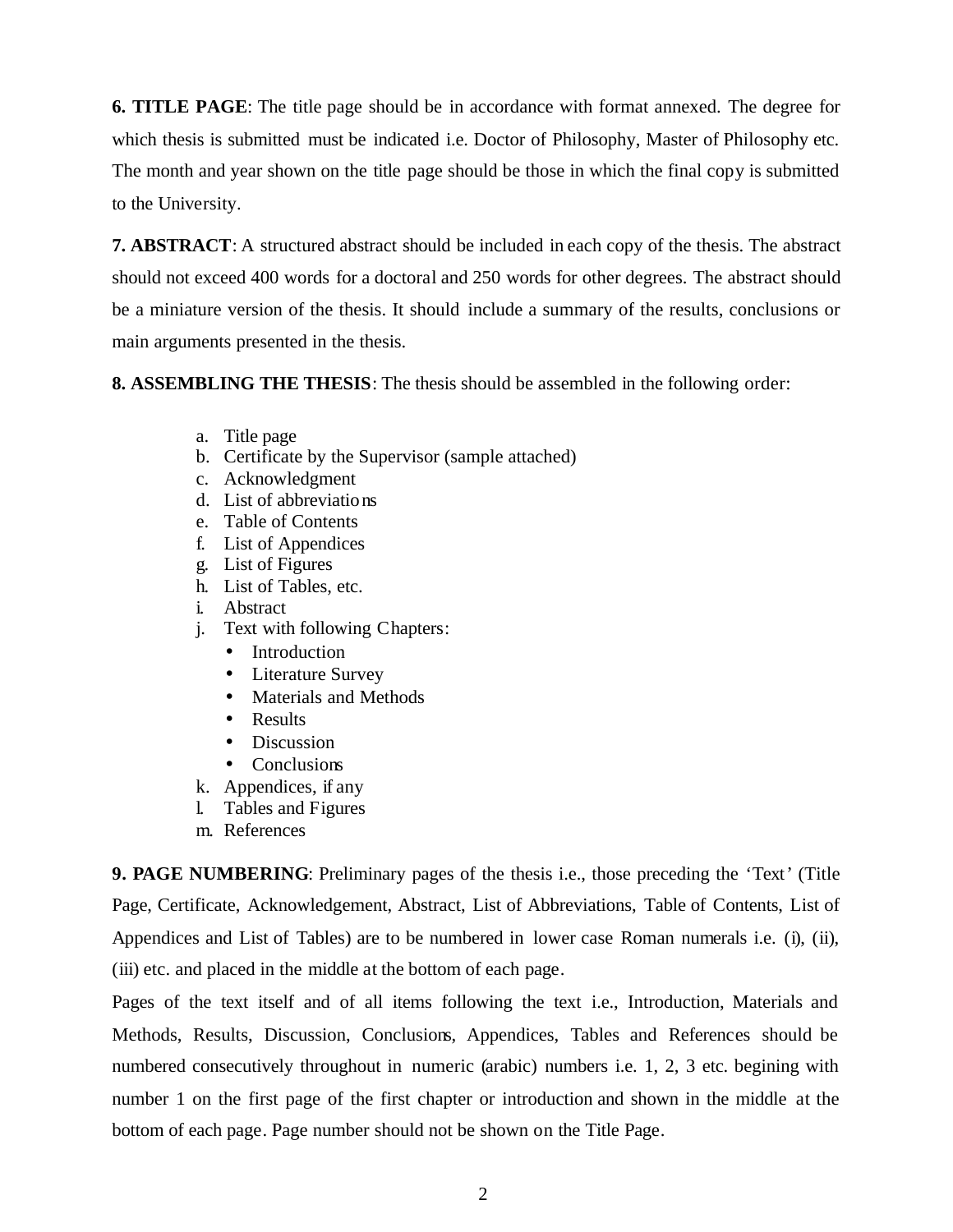**6. TITLE PAGE**: The title page should be in accordance with format annexed. The degree for which thesis is submitted must be indicated i.e. Doctor of Philosophy, Master of Philosophy etc. The month and year shown on the title page should be those in which the final copy is submitted to the University.

**7. ABSTRACT**: A structured abstract should be included in each copy of the thesis. The abstract should not exceed 400 words for a doctoral and 250 words for other degrees. The abstract should be a miniature version of the thesis. It should include a summary of the results, conclusions or main arguments presented in the thesis.

**8. ASSEMBLING THE THESIS**: The thesis should be assembled in the following order:

a. Title page
b. Certificate by the Supervisor (sample attached)
c. Acknowledgment
d. List of abbreviations
e. Table of Contents
f. List of Appendices
g. List of Figures
h. List of Tables, etc.
i. Abstract
j. Text with following Chapters:
   - Introduction
   - Literature Survey
   - Materials and Methods
   - Results
   - Discussion
   - Conclusions
k. Appendices, if any
l. Tables and Figures
m. References

**9. PAGE NUMBERING**: Preliminary pages of the thesis i.e., those preceding the 'Text' (Title Page, Certificate, Acknowledgement, Abstract, List of Abbreviations, Table of Contents, List of Appendices and List of Tables) are to be numbered in lower case Roman numerals i.e. (i), (ii), (iii) etc. and placed in the middle at the bottom of each page.

Pages of the text itself and of all items following the text i.e., Introduction, Materials and Methods, Results, Discussion, Conclusions, Appendices, Tables and References should be numbered consecutively throughout in numeric (arabic) numbers i.e. 1, 2, 3 etc. begining with number 1 on the first page of the first chapter or introduction and shown in the middle at the bottom of each page. Page number should not be shown on the Title Page.